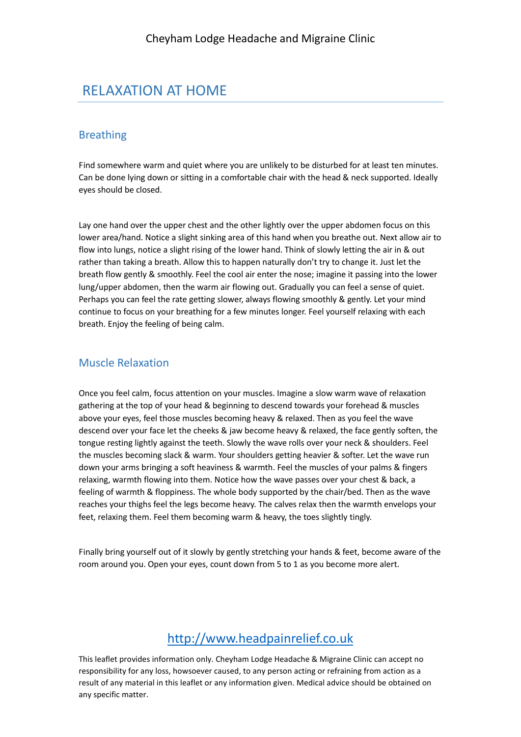Cheyham Lodge Headache and Migraine Clinic

# RELAXATION AT HOME

## Breathing

Find somewhere warm and quiet where you are unlikely to be disturbed for at least ten minutes. Can be done lying down or sitting in a comfortable chair with the head & neck supported. Ideally eyes should be closed.

Lay one hand over the upper chest and the other lightly over the upper abdomen focus on this lower area/hand. Notice a slight sinking area of this hand when you breathe out. Next allow air to flow into lungs, notice a slight rising of the lower hand. Think of slowly letting the air in & out rather than taking a breath. Allow this to happen naturally don't try to change it. Just let the breath flow gently & smoothly. Feel the cool air enter the nose; imagine it passing into the lower lung/upper abdomen, then the warm air flowing out. Gradually you can feel a sense of quiet. Perhaps you can feel the rate getting slower, always flowing smoothly & gently. Let your mind continue to focus on your breathing for a few minutes longer. Feel yourself relaxing with each breath. Enjoy the feeling of being calm.

## Muscle Relaxation

Once you feel calm, focus attention on your muscles. Imagine a slow warm wave of relaxation gathering at the top of your head & beginning to descend towards your forehead & muscles above your eyes, feel those muscles becoming heavy & relaxed. Then as you feel the wave descend over your face let the cheeks & jaw become heavy & relaxed, the face gently soften, the tongue resting lightly against the teeth. Slowly the wave rolls over your neck & shoulders. Feel the muscles becoming slack & warm. Your shoulders getting heavier & softer. Let the wave run down your arms bringing a soft heaviness & warmth. Feel the muscles of your palms & fingers relaxing, warmth flowing into them. Notice how the wave passes over your chest & back, a feeling of warmth & floppiness. The whole body supported by the chair/bed. Then as the wave reaches your thighs feel the legs become heavy. The calves relax then the warmth envelops your feet, relaxing them. Feel them becoming warm & heavy, the toes slightly tingly.

Finally bring yourself out of it slowly by gently stretching your hands & feet, become aware of the room around you. Open your eyes, count down from 5 to 1 as you become more alert.

http://www.headpainrelief.co.uk

This leaflet provides information only. Cheyham Lodge Headache & Migraine Clinic can accept no responsibility for any loss, howsoever caused, to any person acting or refraining from action as a result of any material in this leaflet or any information given. Medical advice should be obtained on any specific matter.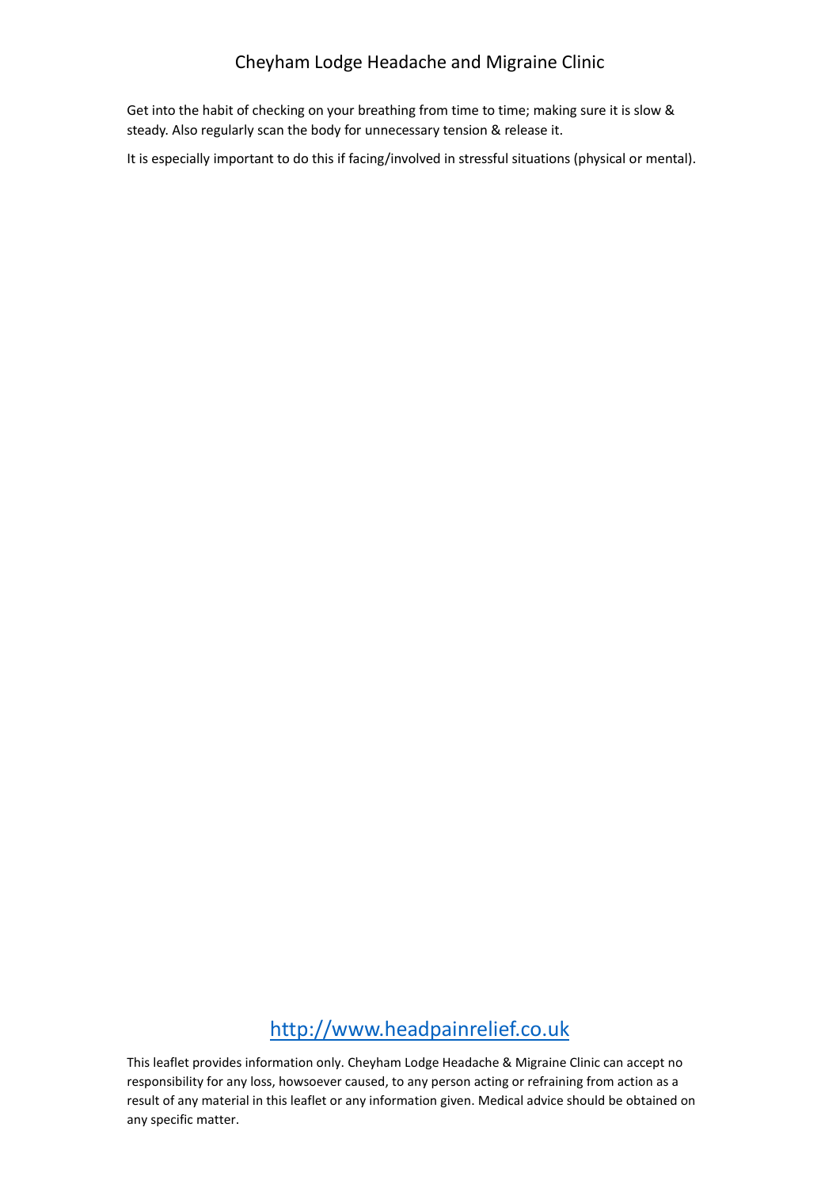Get into the habit of checking on your breathing from time to time; making sure it is slow & steady. Also regularly scan the body for unnecessary tension & release it.

It is especially important to do this if facing/involved in stressful situations (physical or mental).

[http://www.headpainrelief.co.uk](http://www.headpainrelief.co.uk)

This leaflet provides information only. Cheyham Lodge Headache & Migraine Clinic can accept no responsibility for any loss, howsoever caused, to any person acting or refraining from action as a result of any material in this leaflet or any information given. Medical advice should be obtained on any specific matter.